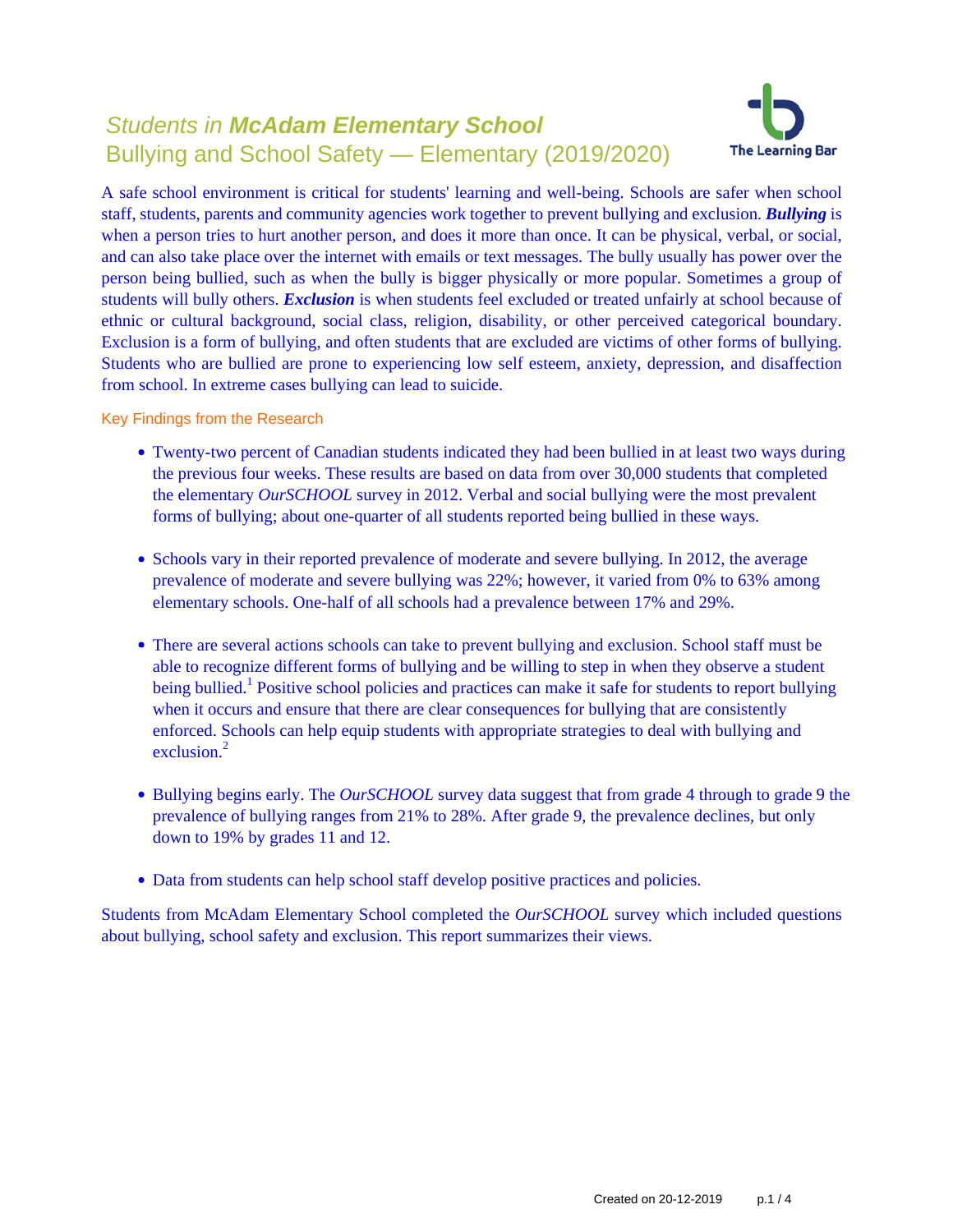# *Students in* ***McAdam Elementary School***

## Bullying and School Safety — Elementary (2019/2020)

The Learning Bar

A safe school environment is critical for students' learning and well-being. Schools are safer when school staff, students, parents and community agencies work together to prevent bullying and exclusion. ***Bullying*** is when a person tries to hurt another person, and does it more than once. It can be physical, verbal, or social, and can also take place over the internet with emails or text messages. The bully usually has power over the person being bullied, such as when the bully is bigger physically or more popular. Sometimes a group of students will bully others. ***Exclusion*** is when students feel excluded or treated unfairly at school because of ethnic or cultural background, social class, religion, disability, or other perceived categorical boundary. Exclusion is a form of bullying, and often students that are excluded are victims of other forms of bullying. Students who are bullied are prone to experiencing low self esteem, anxiety, depression, and disaffection from school. In extreme cases bullying can lead to suicide.

### Key Findings from the Research

- Twenty-two percent of Canadian students indicated they had been bullied in at least two ways during the previous four weeks. These results are based on data from over 30,000 students that completed the elementary *OurSCHOOL* survey in 2012. Verbal and social bullying were the most prevalent forms of bullying; about one-quarter of all students reported being bullied in these ways.

- Schools vary in their reported prevalence of moderate and severe bullying. In 2012, the average prevalence of moderate and severe bullying was 22%; however, it varied from 0% to 63% among elementary schools. One-half of all schools had a prevalence between 17% and 29%.

- There are several actions schools can take to prevent bullying and exclusion. School staff must be able to recognize different forms of bullying and be willing to step in when they observe a student being bullied.[1] Positive school policies and practices can make it safe for students to report bullying when it occurs and ensure that there are clear consequences for bullying that are consistently enforced. Schools can help equip students with appropriate strategies to deal with bullying and exclusion.[2]

- Bullying begins early. The *OurSCHOOL* survey data suggest that from grade 4 through to grade 9 the prevalence of bullying ranges from 21% to 28%. After grade 9, the prevalence declines, but only down to 19% by grades 11 and 12.

- Data from students can help school staff develop positive practices and policies.

Students from McAdam Elementary School completed the *OurSCHOOL* survey which included questions about bullying, school safety and exclusion. This report summarizes their views.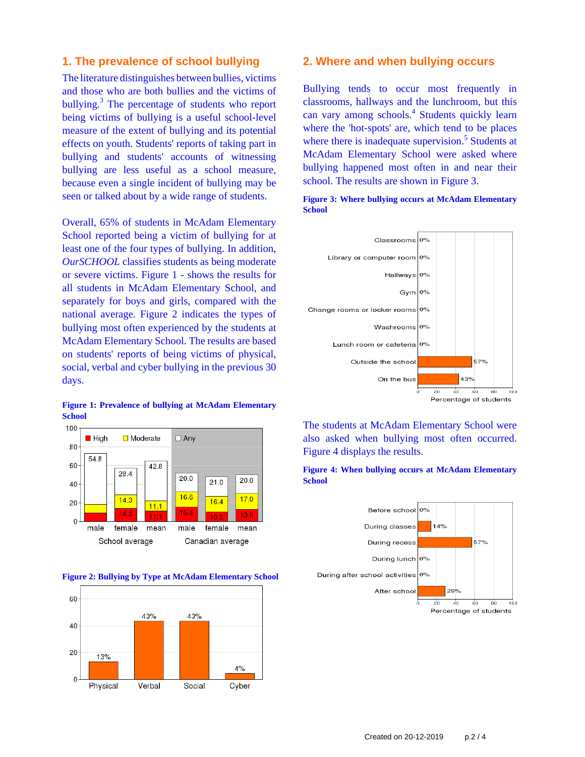## 1. The prevalence of school bullying

The literature distinguishes between bullies, victims and those who are both bullies and the victims of bullying.[3] The percentage of students who report being victims of bullying is a useful school-level measure of the extent of bullying and its potential effects on youth. Students' reports of taking part in bullying and students' accounts of witnessing bullying are less useful as a school measure, because even a single incident of bullying may be seen or talked about by a wide range of students.

Overall, 65% of students in McAdam Elementary School reported being a victim of bullying for at least one of the four types of bullying. In addition, *OurSCHOOL* classifies students as being moderate or severe victims. Figure 1 - shows the results for all students in McAdam Elementary School, and separately for boys and girls, compared with the national average. Figure 2 indicates the types of bullying most often experienced by the students at McAdam Elementary School. The results are based on students' reports of being victims of physical, social, verbal and cyber bullying in the previous 30 days.

**Figure 1: Prevalence of bullying at McAdam Elementary School**

| | School average | | | Canadian average | | |
|---|---|---|---|---|---|---|
| | male | female | mean | male | female | mean |
| Any | 54.8 | 28.4 | 42.8 | 20.0 | 21.0 | 20.0 |
| Moderate | | 14.3 | 11.1 | 16.6 | 16.4 | 17.0 |
| High | | 14.3 | 11.1 | 15.4 | 10.6 | 13.0 |

**Figure 2: Bullying by Type at McAdam Elementary School**

| Physical | Verbal | Social | Cyber |
|---|---|---|---|
| 13% | 43% | 43% | 4% |

## 2. Where and when bullying occurs

Bullying tends to occur most frequently in classrooms, hallways and the lunchroom, but this can vary among schools.[4] Students quickly learn where the 'hot-spots' are, which tend to be places where there is inadequate supervision.[5] Students at McAdam Elementary School were asked where bullying happened most often in and near their school. The results are shown in Figure 3.

**Figure 3: Where bullying occurs at McAdam Elementary School**

| Location | Percentage of students |
|---|---|
| Classrooms | 0% |
| Library or computer room | 0% |
| Hallways | 0% |
| Gym | 0% |
| Change rooms or locker rooms | 0% |
| Washrooms | 0% |
| Lunch room or cafeteria | 0% |
| Outside the school | 57% |
| On the bus | 43% |

The students at McAdam Elementary School were also asked when bullying most often occurred. Figure 4 displays the results.

**Figure 4: When bullying occurs at McAdam Elementary School**

| Time | Percentage of students |
|---|---|
| Before school | 0% |
| During classes | 14% |
| During recess | 57% |
| During lunch | 0% |
| During after school activities | 0% |
| After school | 29% |

Created on 20-12-2019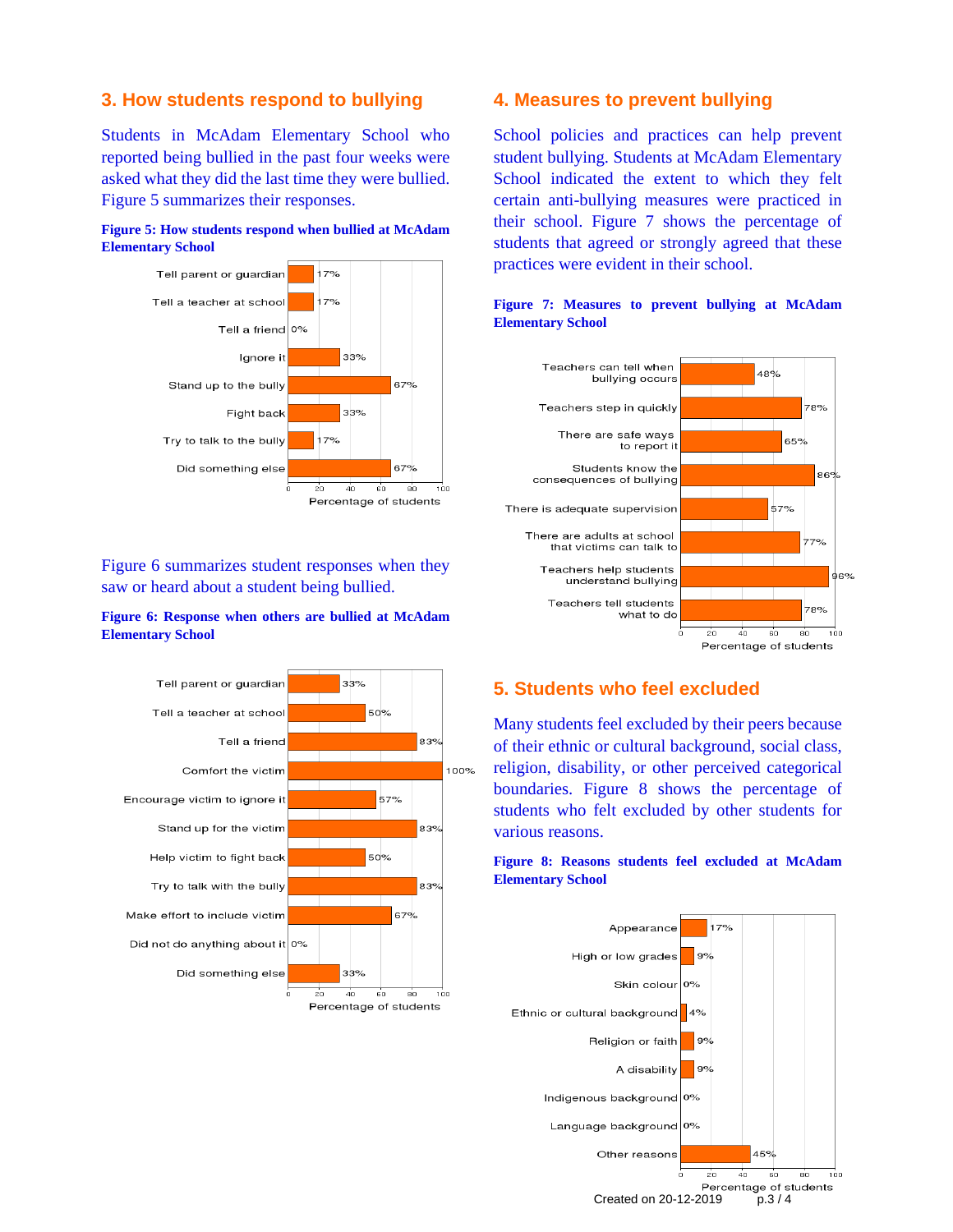## 3. How students respond to bullying

Students in McAdam Elementary School who reported being bullied in the past four weeks were asked what they did the last time they were bullied. Figure 5 summarizes their responses.

**Figure 5: How students respond when bullied at McAdam Elementary School**

| Response | Percentage of students |
|---|---|
| Tell parent or guardian | 17% |
| Tell a teacher at school | 17% |
| Tell a friend | 0% |
| Ignore it | 33% |
| Stand up to the bully | 67% |
| Fight back | 33% |
| Try to talk to the bully | 17% |
| Did something else | 67% |

Figure 6 summarizes student responses when they saw or heard about a student being bullied.

**Figure 6: Response when others are bullied at McAdam Elementary School**

| Response | Percentage of students |
|---|---|
| Tell parent or guardian | 33% |
| Tell a teacher at school | 50% |
| Tell a friend | 83% |
| Comfort the victim | 100% |
| Encourage victim to ignore it | 57% |
| Stand up for the victim | 83% |
| Help victim to fight back | 50% |
| Try to talk with the bully | 83% |
| Make effort to include victim | 67% |
| Did not do anything about it | 0% |
| Did something else | 33% |

## 4. Measures to prevent bullying

School policies and practices can help prevent student bullying. Students at McAdam Elementary School indicated the extent to which they felt certain anti-bullying measures were practiced in their school. Figure 7 shows the percentage of students that agreed or strongly agreed that these practices were evident in their school.

**Figure 7: Measures to prevent bullying at McAdam Elementary School**

| Measure | Percentage of students |
|---|---|
| Teachers can tell when bullying occurs | 48% |
| Teachers step in quickly | 78% |
| There are safe ways to report it | 65% |
| Students know the consequences of bullying | 86% |
| There is adequate supervision | 57% |
| There are adults at school that victims can talk to | 77% |
| Teachers help students understand bullying | 96% |
| Teachers tell students what to do | 78% |

## 5. Students who feel excluded

Many students feel excluded by their peers because of their ethnic or cultural background, social class, religion, disability, or other perceived categorical boundaries. Figure 8 shows the percentage of students who felt excluded by other students for various reasons.

**Figure 8: Reasons students feel excluded at McAdam Elementary School**

| Reason | Percentage of students |
|---|---|
| Appearance | 17% |
| High or low grades | 9% |
| Skin colour | 0% |
| Ethnic or cultural background | 4% |
| Religion or faith | 9% |
| A disability | 9% |
| Indigenous background | 0% |
| Language background | 0% |
| Other reasons | 45% |

Created on 20-12-2019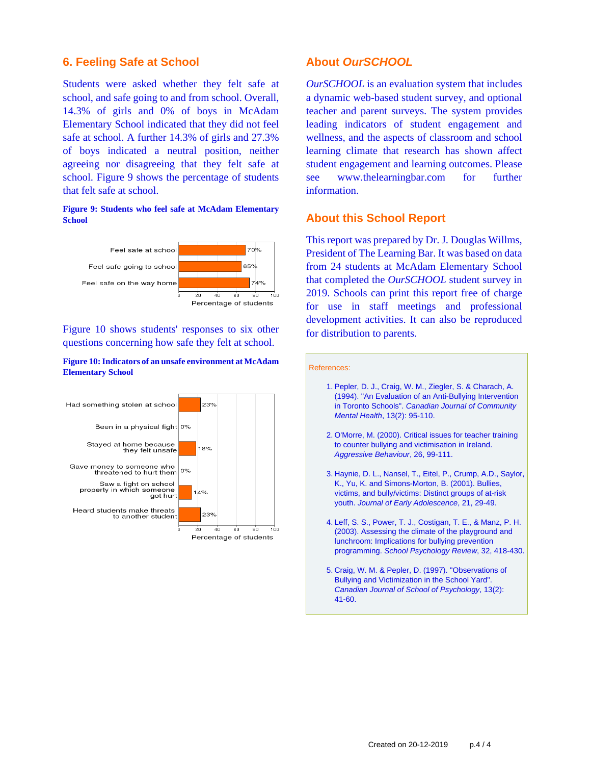## 6. Feeling Safe at School

Students were asked whether they felt safe at school, and safe going to and from school. Overall, 14.3% of girls and 0% of boys in McAdam Elementary School indicated that they did not feel safe at school. A further 14.3% of girls and 27.3% of boys indicated a neutral position, neither agreeing nor disagreeing that they felt safe at school. Figure 9 shows the percentage of students that felt safe at school.

**Figure 9: Students who feel safe at McAdam Elementary School**

Feel safe at school 70%
Feel safe going to school 65%
Feel safe on the way home 74%
0 20 40 60 80 100
Percentage of students

Figure 10 shows students' responses to six other questions concerning how safe they felt at school.

**Figure 10: Indicators of an unsafe environment at McAdam Elementary School**

Had something stolen at school 23%
Been in a physical fight 0%
Stayed at home because they felt unsafe 18%
Gave money to someone who threatened to hurt them 0%
Saw a fight on school property in which someone got hurt 14%
Heard students make threats to another student 23%
0 20 40 60 80 100
Percentage of students

## About *OurSCHOOL*

*OurSCHOOL* is an evaluation system that includes a dynamic web-based student survey, and optional teacher and parent surveys. The system provides leading indicators of student engagement and wellness, and the aspects of classroom and school learning climate that research has shown affect student engagement and learning outcomes. Please see www.thelearningbar.com for further information.

## About this School Report

This report was prepared by Dr. J. Douglas Willms, President of The Learning Bar. It was based on data from 24 students at McAdam Elementary School that completed the *OurSCHOOL* student survey in 2019. Schools can print this report free of charge for use in staff meetings and professional development activities. It can also be reproduced for distribution to parents.

References:

1. Pepler, D. J., Craig, W. M., Ziegler, S. & Charach, A. (1994). "An Evaluation of an Anti-Bullying Intervention in Toronto Schools". *Canadian Journal of Community Mental Health*, 13(2): 95-110.
2. O'Morre, M. (2000). Critical issues for teacher training to counter bullying and victimisation in Ireland. *Aggressive Behaviour*, 26, 99-111.
3. Haynie, D. L., Nansel, T., Eitel, P., Crump, A.D., Saylor, K., Yu, K. and Simons-Morton, B. (2001). Bullies, victims, and bully/victims: Distinct groups of at-risk youth. *Journal of Early Adolescence*, 21, 29-49.
4. Leff, S. S., Power, T. J., Costigan, T. E., & Manz, P. H. (2003). Assessing the climate of the playground and lunchroom: Implications for bullying prevention programming. *School Psychology Review*, 32, 418-430.
5. Craig, W. M. & Pepler, D. (1997). "Observations of Bullying and Victimization in the School Yard". *Canadian Journal of School of Psychology*, 13(2): 41-60.

Created on 20-12-2019